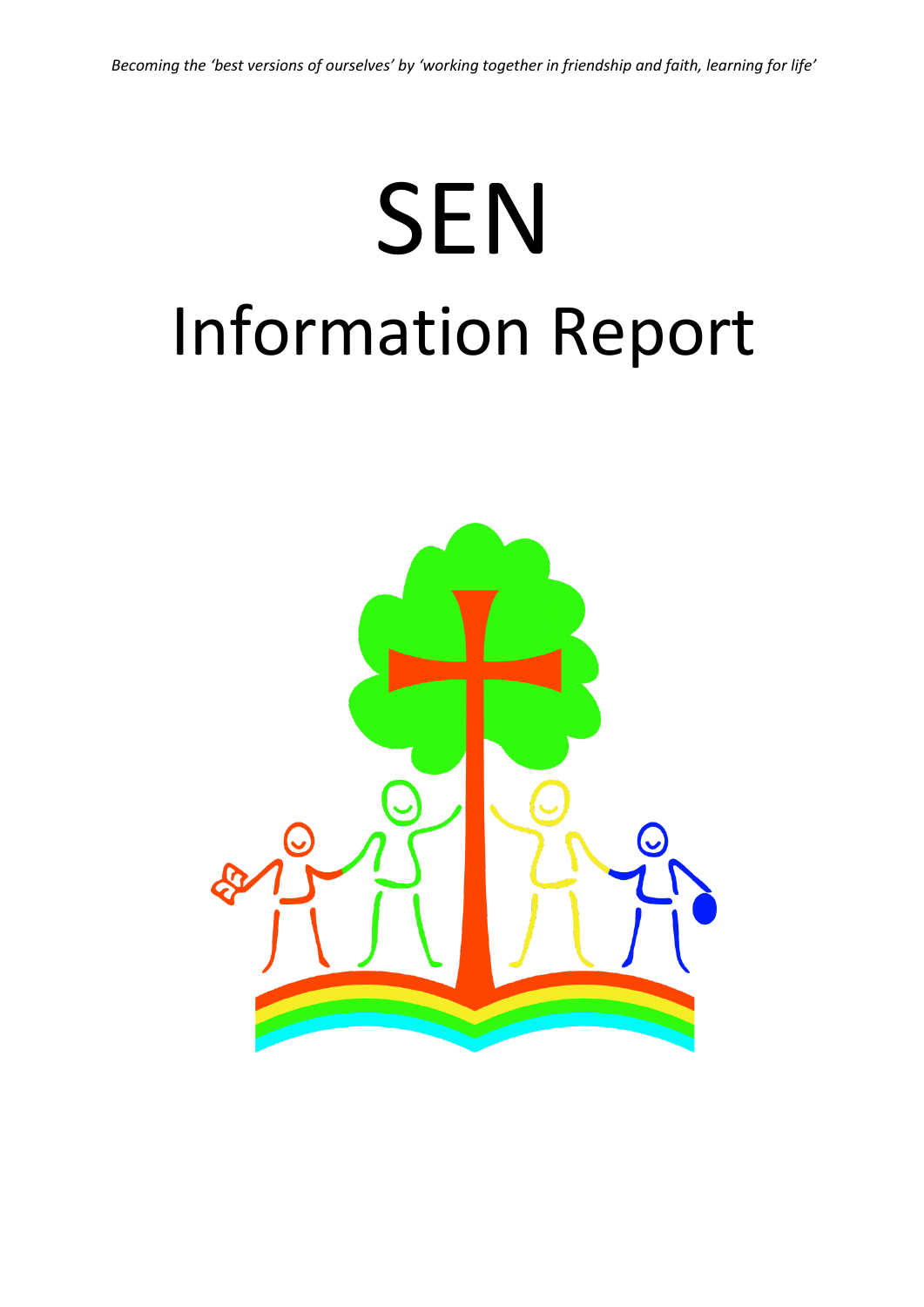*Becoming the 'best versions of ourselves' by 'working together in friendship and faith, learning for life'*

# SEN

# Information Report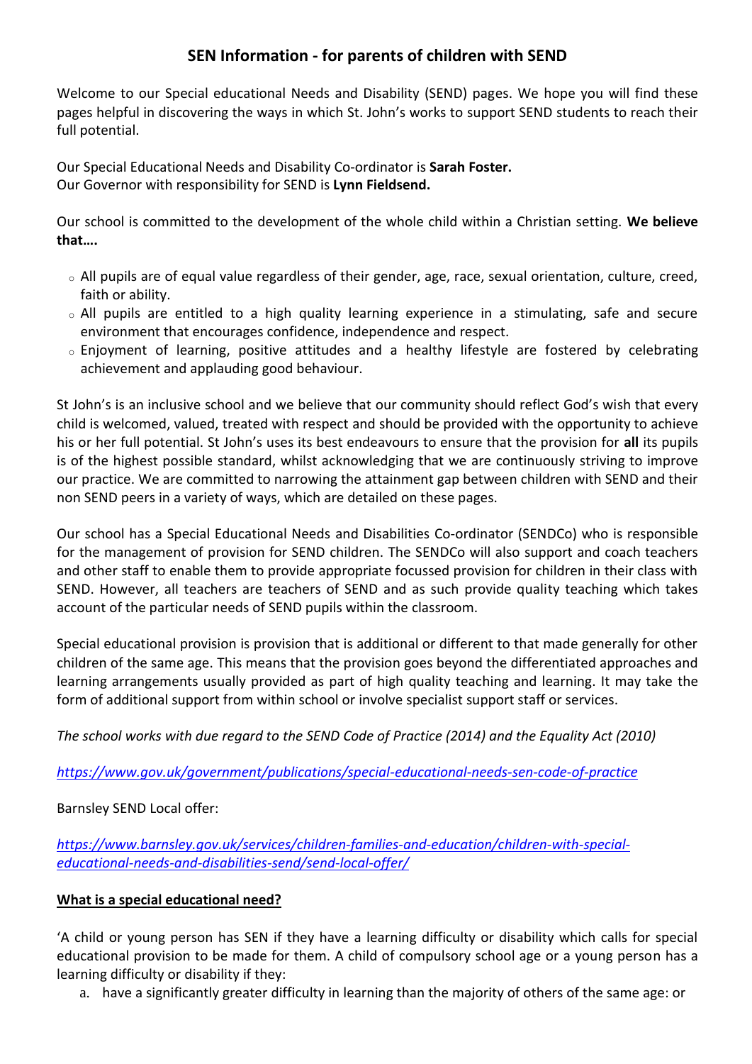## SEN Information - for parents of children with SEND

Welcome to our Special educational Needs and Disability (SEND) pages. We hope you will find these pages helpful in discovering the ways in which St. John's works to support SEND students to reach their full potential.

Our Special Educational Needs and Disability Co-ordinator is **Sarah Foster.**
Our Governor with responsibility for SEND is **Lynn Fieldsend.**

Our school is committed to the development of the whole child within a Christian setting. **We believe that….**

- All pupils are of equal value regardless of their gender, age, race, sexual orientation, culture, creed, faith or ability.
- All pupils are entitled to a high quality learning experience in a stimulating, safe and secure environment that encourages confidence, independence and respect.
- Enjoyment of learning, positive attitudes and a healthy lifestyle are fostered by celebrating achievement and applauding good behaviour.

St John's is an inclusive school and we believe that our community should reflect God's wish that every child is welcomed, valued, treated with respect and should be provided with the opportunity to achieve his or her full potential. St John's uses its best endeavours to ensure that the provision for **all** its pupils is of the highest possible standard, whilst acknowledging that we are continuously striving to improve our practice. We are committed to narrowing the attainment gap between children with SEND and their non SEND peers in a variety of ways, which are detailed on these pages.

Our school has a Special Educational Needs and Disabilities Co-ordinator (SENDCo) who is responsible for the management of provision for SEND children. The SENDCo will also support and coach teachers and other staff to enable them to provide appropriate focussed provision for children in their class with SEND. However, all teachers are teachers of SEND and as such provide quality teaching which takes account of the particular needs of SEND pupils within the classroom.

Special educational provision is provision that is additional or different to that made generally for other children of the same age. This means that the provision goes beyond the differentiated approaches and learning arrangements usually provided as part of high quality teaching and learning. It may take the form of additional support from within school or involve specialist support staff or services.

*The school works with due regard to the SEND Code of Practice (2014) and the Equality Act (2010)*

*https://www.gov.uk/government/publications/special-educational-needs-sen-code-of-practice*

Barnsley SEND Local offer:

*https://www.barnsley.gov.uk/services/children-families-and-education/children-with-special-educational-needs-and-disabilities-send/send-local-offer/*

**What is a special educational need?**

'A child or young person has SEN if they have a learning difficulty or disability which calls for special educational provision to be made for them. A child of compulsory school age or a young person has a learning difficulty or disability if they:

a. have a significantly greater difficulty in learning than the majority of others of the same age: or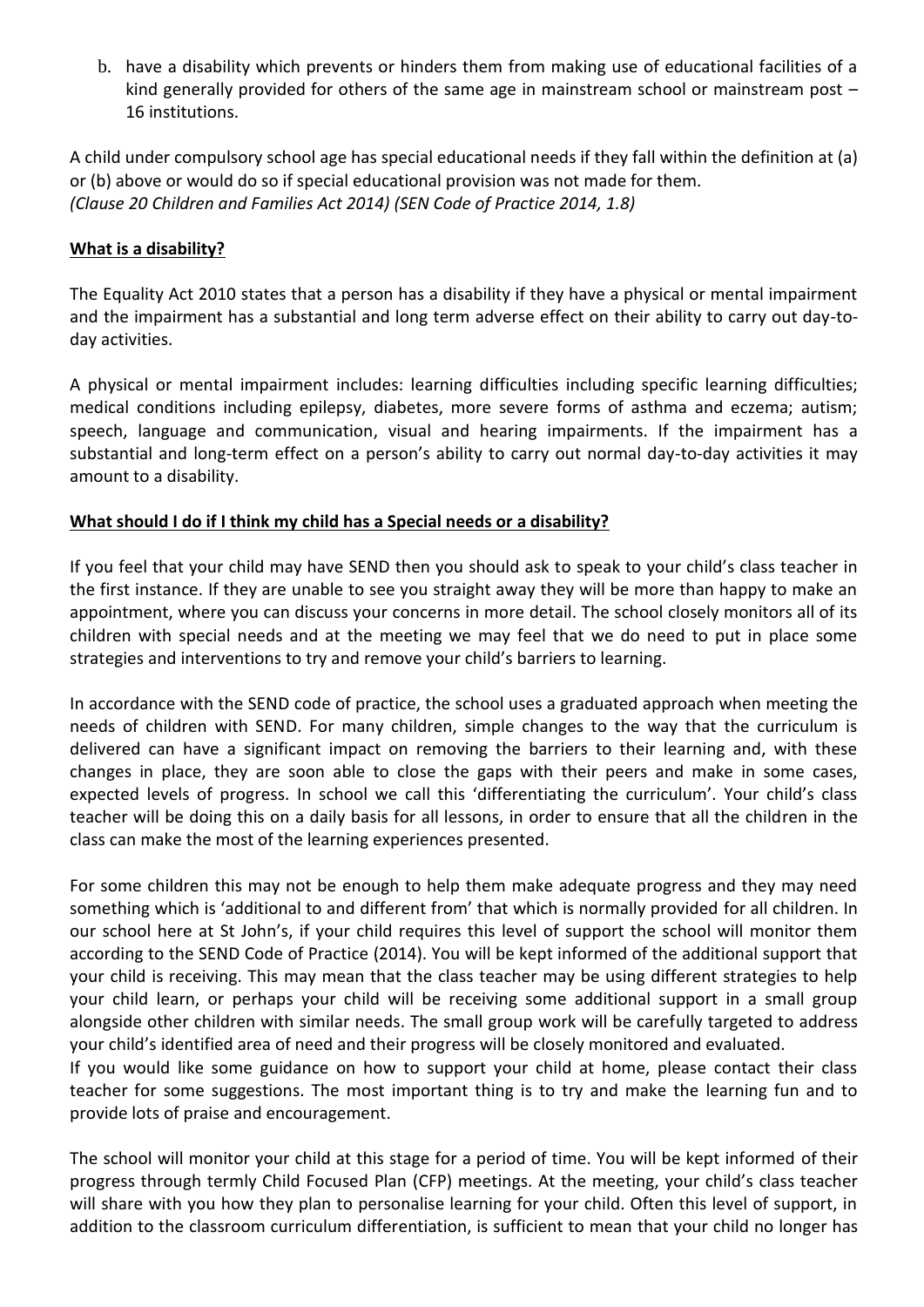b. have a disability which prevents or hinders them from making use of educational facilities of a kind generally provided for others of the same age in mainstream school or mainstream post – 16 institutions.

A child under compulsory school age has special educational needs if they fall within the definition at (a) or (b) above or would do so if special educational provision was not made for them.
*(Clause 20 Children and Families Act 2014) (SEN Code of Practice 2014, 1.8)*

**What is a disability?**

The Equality Act 2010 states that a person has a disability if they have a physical or mental impairment and the impairment has a substantial and long term adverse effect on their ability to carry out day-to-day activities.

A physical or mental impairment includes: learning difficulties including specific learning difficulties; medical conditions including epilepsy, diabetes, more severe forms of asthma and eczema; autism; speech, language and communication, visual and hearing impairments. If the impairment has a substantial and long-term effect on a person's ability to carry out normal day-to-day activities it may amount to a disability.

**What should I do if I think my child has a Special needs or a disability?**

If you feel that your child may have SEND then you should ask to speak to your child's class teacher in the first instance. If they are unable to see you straight away they will be more than happy to make an appointment, where you can discuss your concerns in more detail. The school closely monitors all of its children with special needs and at the meeting we may feel that we do need to put in place some strategies and interventions to try and remove your child's barriers to learning.

In accordance with the SEND code of practice, the school uses a graduated approach when meeting the needs of children with SEND. For many children, simple changes to the way that the curriculum is delivered can have a significant impact on removing the barriers to their learning and, with these changes in place, they are soon able to close the gaps with their peers and make in some cases, expected levels of progress. In school we call this 'differentiating the curriculum'. Your child's class teacher will be doing this on a daily basis for all lessons, in order to ensure that all the children in the class can make the most of the learning experiences presented.

For some children this may not be enough to help them make adequate progress and they may need something which is 'additional to and different from' that which is normally provided for all children. In our school here at St John's, if your child requires this level of support the school will monitor them according to the SEND Code of Practice (2014). You will be kept informed of the additional support that your child is receiving. This may mean that the class teacher may be using different strategies to help your child learn, or perhaps your child will be receiving some additional support in a small group alongside other children with similar needs. The small group work will be carefully targeted to address your child's identified area of need and their progress will be closely monitored and evaluated.
If you would like some guidance on how to support your child at home, please contact their class teacher for some suggestions. The most important thing is to try and make the learning fun and to provide lots of praise and encouragement.

The school will monitor your child at this stage for a period of time. You will be kept informed of their progress through termly Child Focused Plan (CFP) meetings. At the meeting, your child's class teacher will share with you how they plan to personalise learning for your child. Often this level of support, in addition to the classroom curriculum differentiation, is sufficient to mean that your child no longer has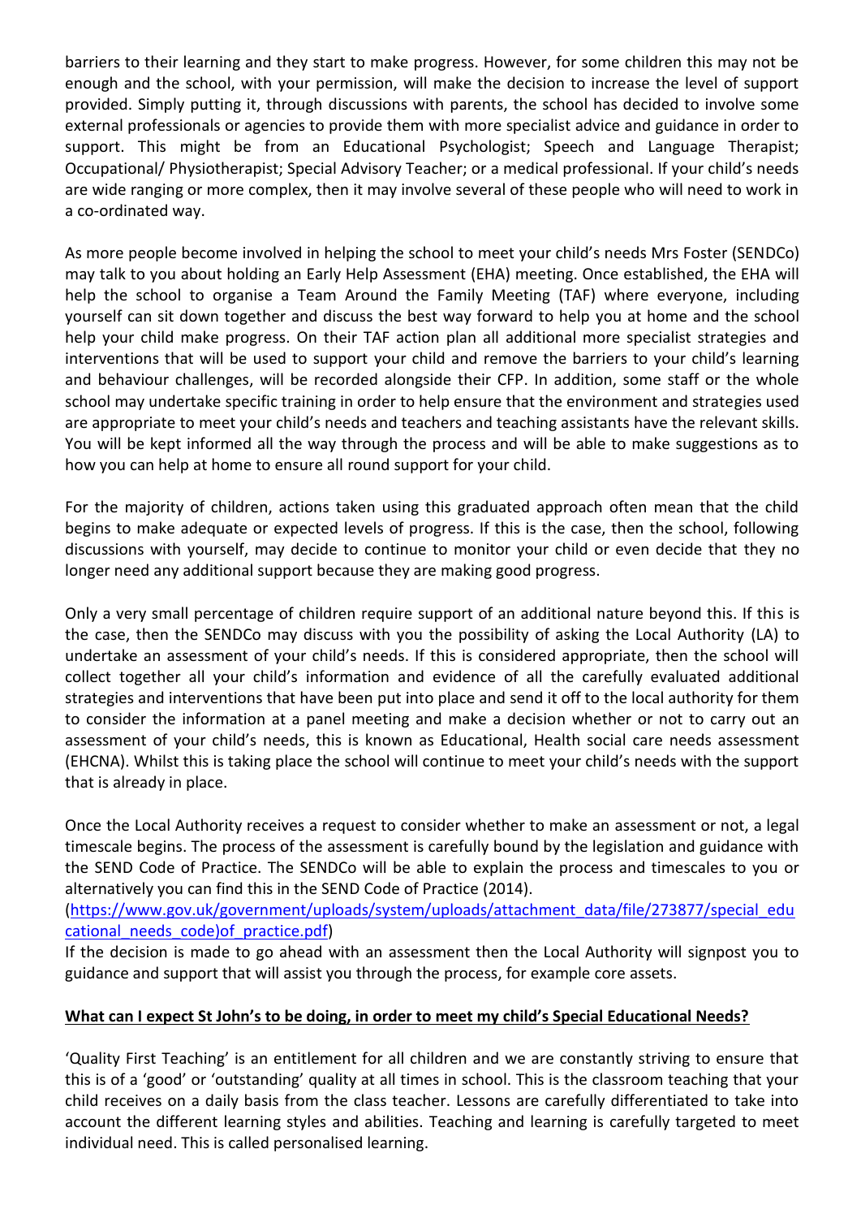barriers to their learning and they start to make progress. However, for some children this may not be enough and the school, with your permission, will make the decision to increase the level of support provided. Simply putting it, through discussions with parents, the school has decided to involve some external professionals or agencies to provide them with more specialist advice and guidance in order to support. This might be from an Educational Psychologist; Speech and Language Therapist; Occupational/ Physiotherapist; Special Advisory Teacher; or a medical professional. If your child's needs are wide ranging or more complex, then it may involve several of these people who will need to work in a co-ordinated way.

As more people become involved in helping the school to meet your child's needs Mrs Foster (SENDCo) may talk to you about holding an Early Help Assessment (EHA) meeting. Once established, the EHA will help the school to organise a Team Around the Family Meeting (TAF) where everyone, including yourself can sit down together and discuss the best way forward to help you at home and the school help your child make progress. On their TAF action plan all additional more specialist strategies and interventions that will be used to support your child and remove the barriers to your child's learning and behaviour challenges, will be recorded alongside their CFP. In addition, some staff or the whole school may undertake specific training in order to help ensure that the environment and strategies used are appropriate to meet your child's needs and teachers and teaching assistants have the relevant skills. You will be kept informed all the way through the process and will be able to make suggestions as to how you can help at home to ensure all round support for your child.

For the majority of children, actions taken using this graduated approach often mean that the child begins to make adequate or expected levels of progress. If this is the case, then the school, following discussions with yourself, may decide to continue to monitor your child or even decide that they no longer need any additional support because they are making good progress.

Only a very small percentage of children require support of an additional nature beyond this. If this is the case, then the SENDCo may discuss with you the possibility of asking the Local Authority (LA) to undertake an assessment of your child's needs. If this is considered appropriate, then the school will collect together all your child's information and evidence of all the carefully evaluated additional strategies and interventions that have been put into place and send it off to the local authority for them to consider the information at a panel meeting and make a decision whether or not to carry out an assessment of your child's needs, this is known as Educational, Health social care needs assessment (EHCNA). Whilst this is taking place the school will continue to meet your child's needs with the support that is already in place.

Once the Local Authority receives a request to consider whether to make an assessment or not, a legal timescale begins. The process of the assessment is carefully bound by the legislation and guidance with the SEND Code of Practice. The SENDCo will be able to explain the process and timescales to you or alternatively you can find this in the SEND Code of Practice (2014).
(https://www.gov.uk/government/uploads/system/uploads/attachment_data/file/273877/special_educational_needs_code)of_practice.pdf)
If the decision is made to go ahead with an assessment then the Local Authority will signpost you to guidance and support that will assist you through the process, for example core assets.

**What can I expect St John's to be doing, in order to meet my child's Special Educational Needs?**

'Quality First Teaching' is an entitlement for all children and we are constantly striving to ensure that this is of a 'good' or 'outstanding' quality at all times in school. This is the classroom teaching that your child receives on a daily basis from the class teacher. Lessons are carefully differentiated to take into account the different learning styles and abilities. Teaching and learning is carefully targeted to meet individual need. This is called personalised learning.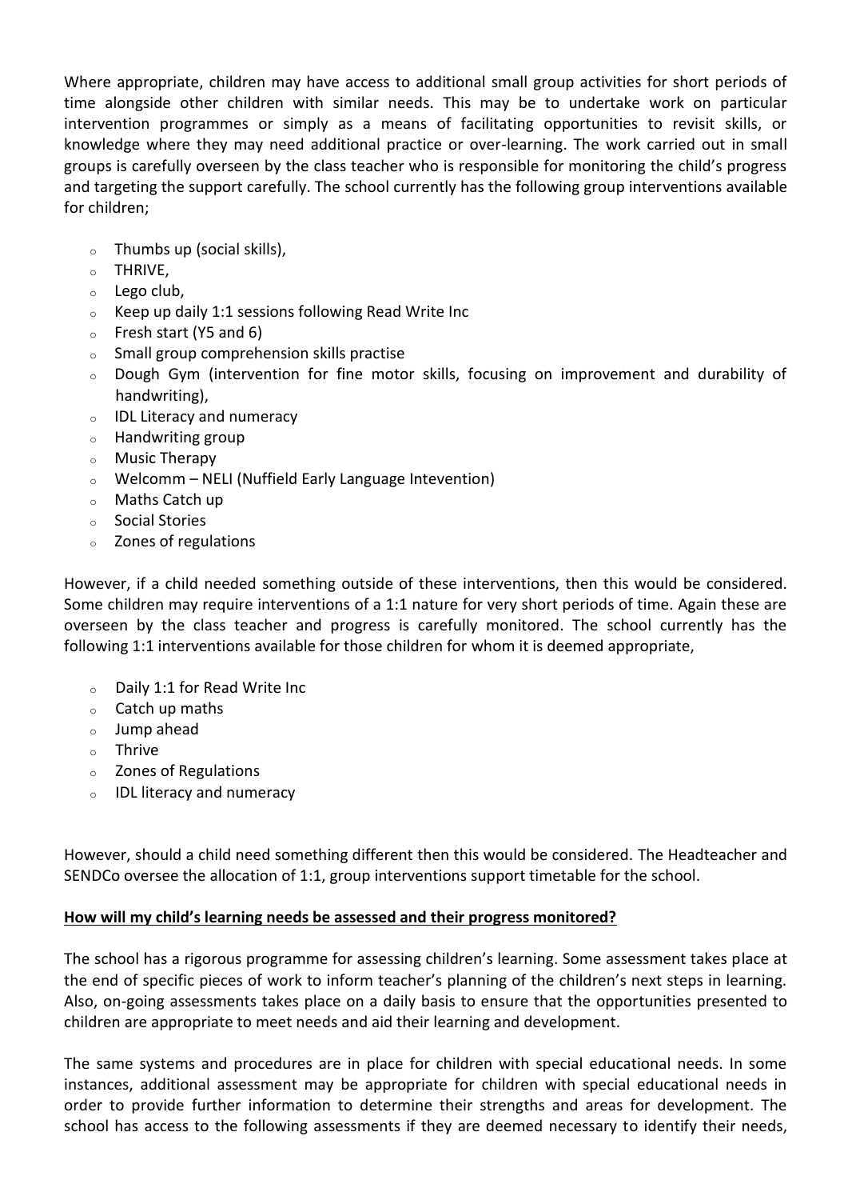Where appropriate, children may have access to additional small group activities for short periods of time alongside other children with similar needs. This may be to undertake work on particular intervention programmes or simply as a means of facilitating opportunities to revisit skills, or knowledge where they may need additional practice or over-learning. The work carried out in small groups is carefully overseen by the class teacher who is responsible for monitoring the child's progress and targeting the support carefully. The school currently has the following group interventions available for children;

- Thumbs up (social skills),
- THRIVE,
- Lego club,
- Keep up daily 1:1 sessions following Read Write Inc
- Fresh start (Y5 and 6)
- Small group comprehension skills practise
- Dough Gym (intervention for fine motor skills, focusing on improvement and durability of handwriting),
- IDL Literacy and numeracy
- Handwriting group
- Music Therapy
- Welcomm – NELI (Nuffield Early Language Intevention)
- Maths Catch up
- Social Stories
- Zones of regulations

However, if a child needed something outside of these interventions, then this would be considered. Some children may require interventions of a 1:1 nature for very short periods of time. Again these are overseen by the class teacher and progress is carefully monitored. The school currently has the following 1:1 interventions available for those children for whom it is deemed appropriate,

- Daily 1:1 for Read Write Inc
- Catch up maths
- Jump ahead
- Thrive
- Zones of Regulations
- IDL literacy and numeracy

However, should a child need something different then this would be considered. The Headteacher and SENDCo oversee the allocation of 1:1, group interventions support timetable for the school.

**How will my child's learning needs be assessed and their progress monitored?**

The school has a rigorous programme for assessing children's learning. Some assessment takes place at the end of specific pieces of work to inform teacher's planning of the children's next steps in learning. Also, on-going assessments takes place on a daily basis to ensure that the opportunities presented to children are appropriate to meet needs and aid their learning and development.

The same systems and procedures are in place for children with special educational needs. In some instances, additional assessment may be appropriate for children with special educational needs in order to provide further information to determine their strengths and areas for development. The school has access to the following assessments if they are deemed necessary to identify their needs,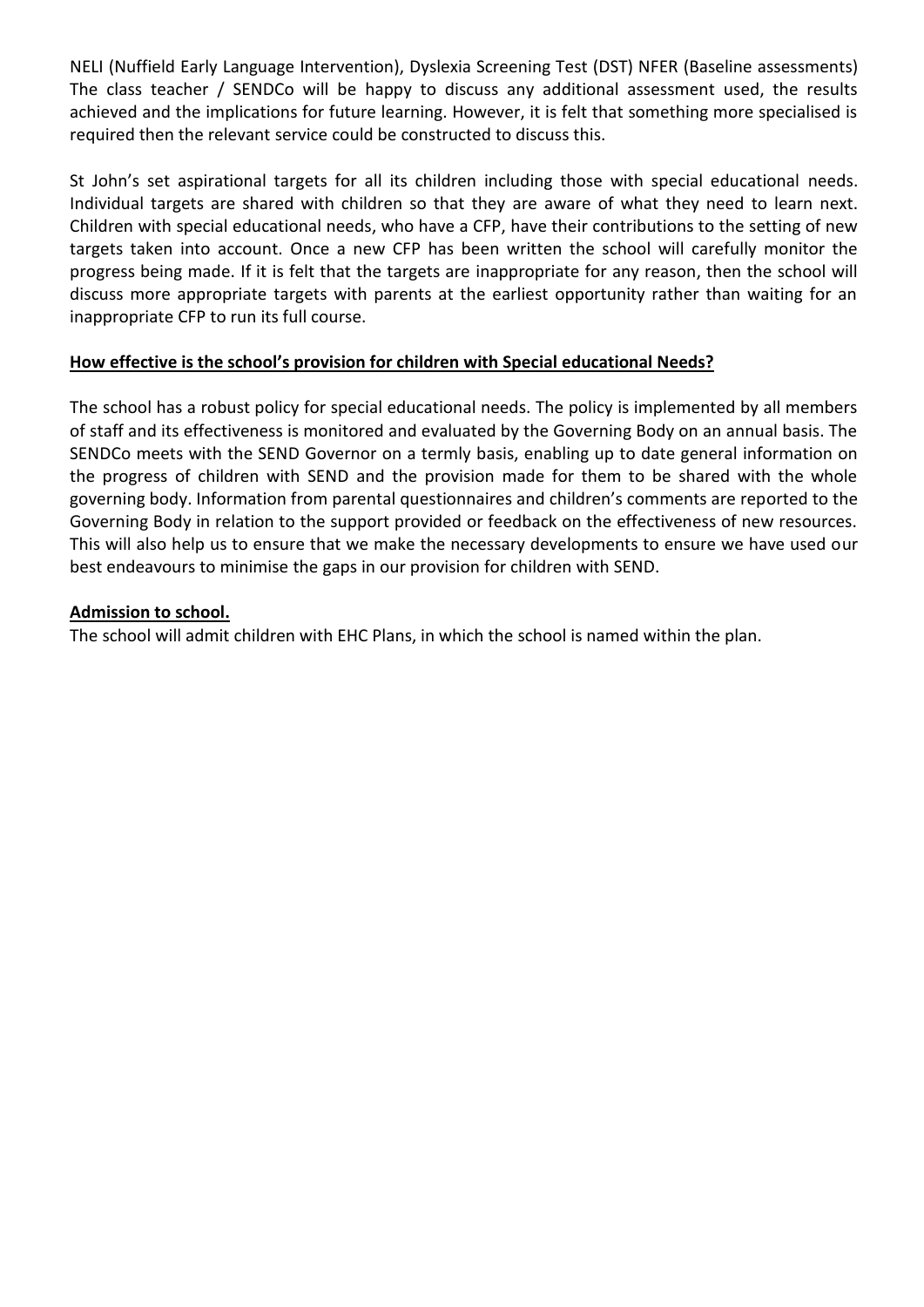NELI (Nuffield Early Language Intervention), Dyslexia Screening Test (DST) NFER (Baseline assessments) The class teacher / SENDCo will be happy to discuss any additional assessment used, the results achieved and the implications for future learning. However, it is felt that something more specialised is required then the relevant service could be constructed to discuss this.

St John's set aspirational targets for all its children including those with special educational needs. Individual targets are shared with children so that they are aware of what they need to learn next. Children with special educational needs, who have a CFP, have their contributions to the setting of new targets taken into account. Once a new CFP has been written the school will carefully monitor the progress being made. If it is felt that the targets are inappropriate for any reason, then the school will discuss more appropriate targets with parents at the earliest opportunity rather than waiting for an inappropriate CFP to run its full course.

**How effective is the school's provision for children with Special educational Needs?**

The school has a robust policy for special educational needs. The policy is implemented by all members of staff and its effectiveness is monitored and evaluated by the Governing Body on an annual basis. The SENDCo meets with the SEND Governor on a termly basis, enabling up to date general information on the progress of children with SEND and the provision made for them to be shared with the whole governing body. Information from parental questionnaires and children's comments are reported to the Governing Body in relation to the support provided or feedback on the effectiveness of new resources. This will also help us to ensure that we make the necessary developments to ensure we have used our best endeavours to minimise the gaps in our provision for children with SEND.

**Admission to school.**

The school will admit children with EHC Plans, in which the school is named within the plan.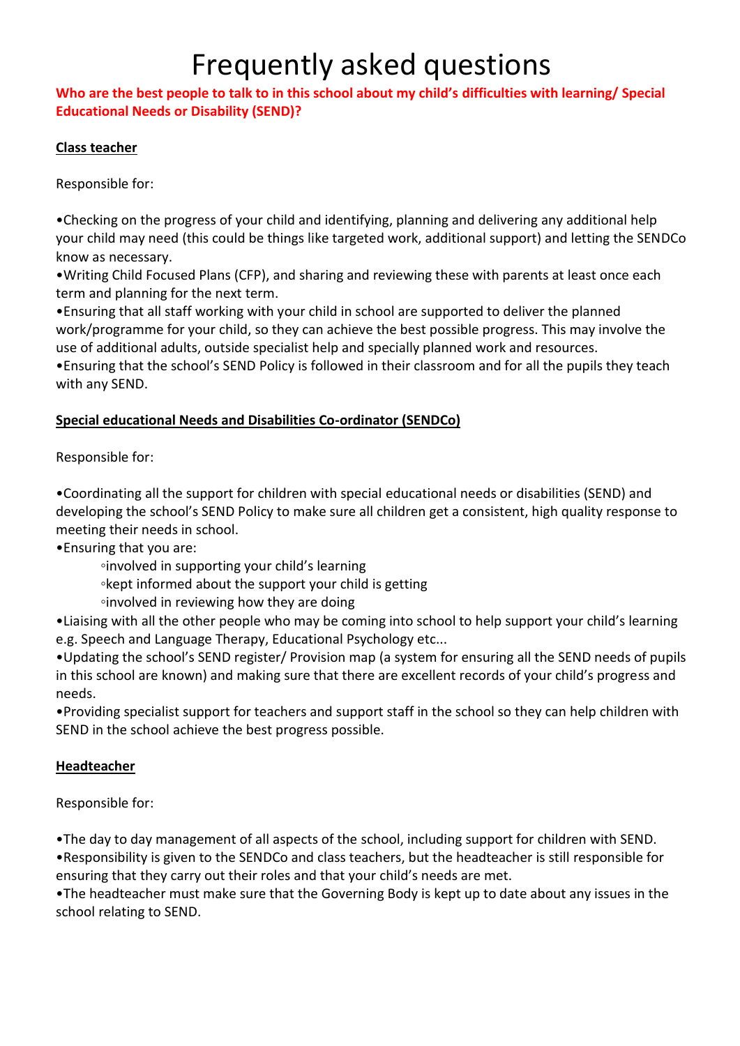# Frequently asked questions

**Who are the best people to talk to in this school about my child's difficulties with learning/ Special Educational Needs or Disability (SEND)?**

**Class teacher**

Responsible for:

•Checking on the progress of your child and identifying, planning and delivering any additional help your child may need (this could be things like targeted work, additional support) and letting the SENDCo know as necessary.
•Writing Child Focused Plans (CFP), and sharing and reviewing these with parents at least once each term and planning for the next term.
•Ensuring that all staff working with your child in school are supported to deliver the planned work/programme for your child, so they can achieve the best possible progress. This may involve the use of additional adults, outside specialist help and specially planned work and resources.
•Ensuring that the school's SEND Policy is followed in their classroom and for all the pupils they teach with any SEND.

**Special educational Needs and Disabilities Co-ordinator (SENDCo)**

Responsible for:

•Coordinating all the support for children with special educational needs or disabilities (SEND) and developing the school's SEND Policy to make sure all children get a consistent, high quality response to meeting their needs in school.
•Ensuring that you are:
  ◦involved in supporting your child's learning
  ◦kept informed about the support your child is getting
  ◦involved in reviewing how they are doing
•Liaising with all the other people who may be coming into school to help support your child's learning e.g. Speech and Language Therapy, Educational Psychology etc...
•Updating the school's SEND register/ Provision map (a system for ensuring all the SEND needs of pupils in this school are known) and making sure that there are excellent records of your child's progress and needs.
•Providing specialist support for teachers and support staff in the school so they can help children with SEND in the school achieve the best progress possible.

**Headteacher**

Responsible for:

•The day to day management of all aspects of the school, including support for children with SEND.
•Responsibility is given to the SENDCo and class teachers, but the headteacher is still responsible for ensuring that they carry out their roles and that your child's needs are met.
•The headteacher must make sure that the Governing Body is kept up to date about any issues in the school relating to SEND.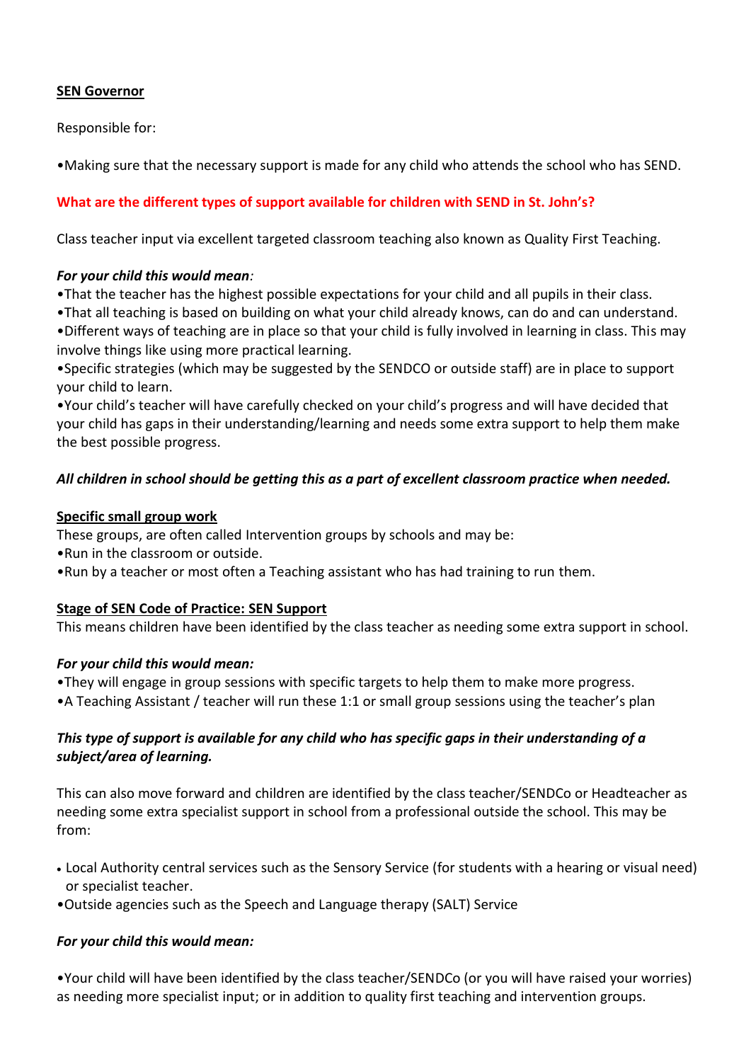**SEN Governor**

Responsible for:

•Making sure that the necessary support is made for any child who attends the school who has SEND.

**What are the different types of support available for children with SEND in St. John's?**

Class teacher input via excellent targeted classroom teaching also known as Quality First Teaching.

***For your child this would mean:***

•That the teacher has the highest possible expectations for your child and all pupils in their class.
•That all teaching is based on building on what your child already knows, can do and can understand.
•Different ways of teaching are in place so that your child is fully involved in learning in class. This may involve things like using more practical learning.
•Specific strategies (which may be suggested by the SENDCO or outside staff) are in place to support your child to learn.
•Your child's teacher will have carefully checked on your child's progress and will have decided that your child has gaps in their understanding/learning and needs some extra support to help them make the best possible progress.

***All children in school should be getting this as a part of excellent classroom practice when needed.***

**Specific small group work**

These groups, are often called Intervention groups by schools and may be:
•Run in the classroom or outside.
•Run by a teacher or most often a Teaching assistant who has had training to run them.

**Stage of SEN Code of Practice: SEN Support**

This means children have been identified by the class teacher as needing some extra support in school.

***For your child this would mean:***

•They will engage in group sessions with specific targets to help them to make more progress.
•A Teaching Assistant / teacher will run these 1:1 or small group sessions using the teacher's plan

***This type of support is available for any child who has specific gaps in their understanding of a subject/area of learning.***

This can also move forward and children are identified by the class teacher/SENDCo or Headteacher as needing some extra specialist support in school from a professional outside the school. This may be from:

- Local Authority central services such as the Sensory Service (for students with a hearing or visual need) or specialist teacher.
- Outside agencies such as the Speech and Language therapy (SALT) Service

***For your child this would mean:***

•Your child will have been identified by the class teacher/SENDCo (or you will have raised your worries) as needing more specialist input; or in addition to quality first teaching and intervention groups.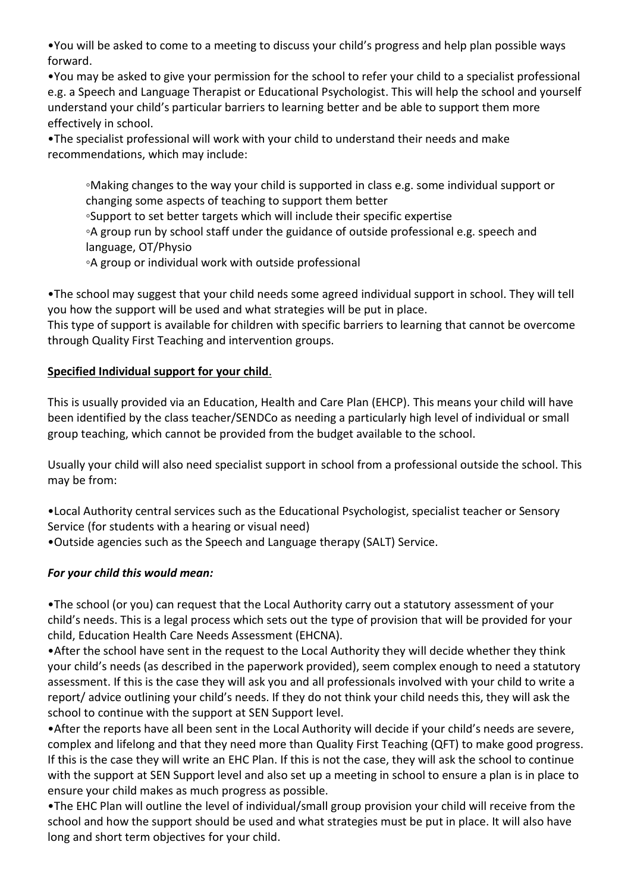•You will be asked to come to a meeting to discuss your child's progress and help plan possible ways forward.

•You may be asked to give your permission for the school to refer your child to a specialist professional e.g. a Speech and Language Therapist or Educational Psychologist. This will help the school and yourself understand your child's particular barriers to learning better and be able to support them more effectively in school.

•The specialist professional will work with your child to understand their needs and make recommendations, which may include:

- ◦Making changes to the way your child is supported in class e.g. some individual support or changing some aspects of teaching to support them better
- ◦Support to set better targets which will include their specific expertise
- ◦A group run by school staff under the guidance of outside professional e.g. speech and language, OT/Physio
- ◦A group or individual work with outside professional

•The school may suggest that your child needs some agreed individual support in school. They will tell you how the support will be used and what strategies will be put in place.
This type of support is available for children with specific barriers to learning that cannot be overcome through Quality First Teaching and intervention groups.

**Specified Individual support for your child**.

This is usually provided via an Education, Health and Care Plan (EHCP). This means your child will have been identified by the class teacher/SENDCo as needing a particularly high level of individual or small group teaching, which cannot be provided from the budget available to the school.

Usually your child will also need specialist support in school from a professional outside the school. This may be from:

•Local Authority central services such as the Educational Psychologist, specialist teacher or Sensory Service (for students with a hearing or visual need)
•Outside agencies such as the Speech and Language therapy (SALT) Service.

***For your child this would mean:***

•The school (or you) can request that the Local Authority carry out a statutory assessment of your child's needs. This is a legal process which sets out the type of provision that will be provided for your child, Education Health Care Needs Assessment (EHCNA).

•After the school have sent in the request to the Local Authority they will decide whether they think your child's needs (as described in the paperwork provided), seem complex enough to need a statutory assessment. If this is the case they will ask you and all professionals involved with your child to write a report/ advice outlining your child's needs. If they do not think your child needs this, they will ask the school to continue with the support at SEN Support level.

•After the reports have all been sent in the Local Authority will decide if your child's needs are severe, complex and lifelong and that they need more than Quality First Teaching (QFT) to make good progress. If this is the case they will write an EHC Plan. If this is not the case, they will ask the school to continue with the support at SEN Support level and also set up a meeting in school to ensure a plan is in place to ensure your child makes as much progress as possible.

•The EHC Plan will outline the level of individual/small group provision your child will receive from the school and how the support should be used and what strategies must be put in place. It will also have long and short term objectives for your child.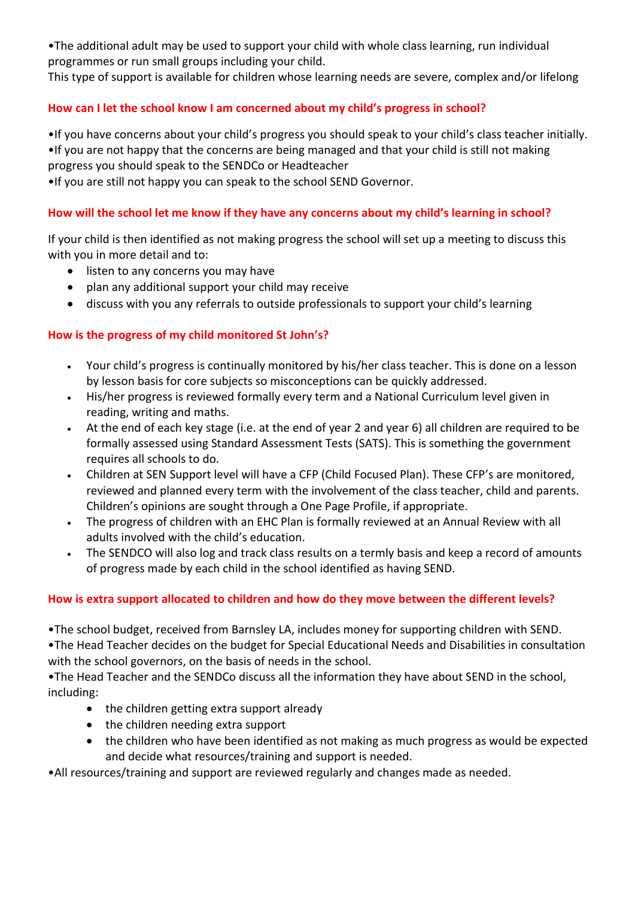•The additional adult may be used to support your child with whole class learning, run individual programmes or run small groups including your child.
This type of support is available for children whose learning needs are severe, complex and/or lifelong

## How can I let the school know I am concerned about my child's progress in school?

•If you have concerns about your child's progress you should speak to your child's class teacher initially.
•If you are not happy that the concerns are being managed and that your child is still not making progress you should speak to the SENDCo or Headteacher
•If you are still not happy you can speak to the school SEND Governor.

## How will the school let me know if they have any concerns about my child's learning in school?

If your child is then identified as not making progress the school will set up a meeting to discuss this with you in more detail and to:

- listen to any concerns you may have
- plan any additional support your child may receive
- discuss with you any referrals to outside professionals to support your child's learning

## How is the progress of my child monitored St John's?

- Your child's progress is continually monitored by his/her class teacher. This is done on a lesson by lesson basis for core subjects so misconceptions can be quickly addressed.
- His/her progress is reviewed formally every term and a National Curriculum level given in reading, writing and maths.
- At the end of each key stage (i.e. at the end of year 2 and year 6) all children are required to be formally assessed using Standard Assessment Tests (SATS). This is something the government requires all schools to do.
- Children at SEN Support level will have a CFP (Child Focused Plan). These CFP's are monitored, reviewed and planned every term with the involvement of the class teacher, child and parents. Children's opinions are sought through a One Page Profile, if appropriate.
- The progress of children with an EHC Plan is formally reviewed at an Annual Review with all adults involved with the child's education.
- The SENDCO will also log and track class results on a termly basis and keep a record of amounts of progress made by each child in the school identified as having SEND.

## How is extra support allocated to children and how do they move between the different levels?

•The school budget, received from Barnsley LA, includes money for supporting children with SEND.
•The Head Teacher decides on the budget for Special Educational Needs and Disabilities in consultation with the school governors, on the basis of needs in the school.
•The Head Teacher and the SENDCo discuss all the information they have about SEND in the school, including:

- the children getting extra support already
- the children needing extra support
- the children who have been identified as not making as much progress as would be expected and decide what resources/training and support is needed.

•All resources/training and support are reviewed regularly and changes made as needed.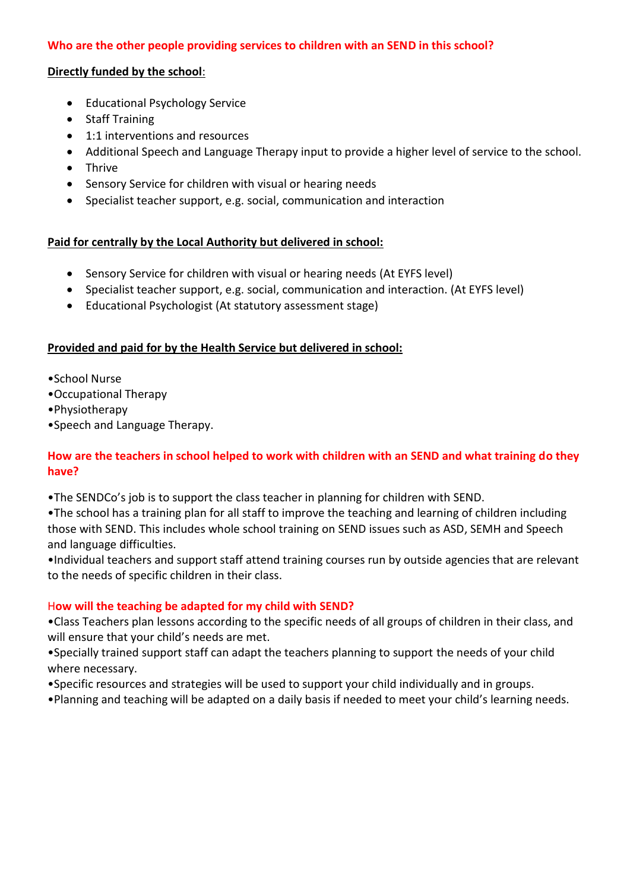## Who are the other people providing services to children with an SEND in this school?

**Directly funded by the school**:

- Educational Psychology Service
- Staff Training
- 1:1 interventions and resources
- Additional Speech and Language Therapy input to provide a higher level of service to the school.
- Thrive
- Sensory Service for children with visual or hearing needs
- Specialist teacher support, e.g. social, communication and interaction

**Paid for centrally by the Local Authority but delivered in school:**

- Sensory Service for children with visual or hearing needs (At EYFS level)
- Specialist teacher support, e.g. social, communication and interaction. (At EYFS level)
- Educational Psychologist (At statutory assessment stage)

**Provided and paid for by the Health Service but delivered in school:**

- School Nurse
- Occupational Therapy
- Physiotherapy
- Speech and Language Therapy.

## How are the teachers in school helped to work with children with an SEND and what training do they have?

- The SENDCo's job is to support the class teacher in planning for children with SEND.
- The school has a training plan for all staff to improve the teaching and learning of children including those with SEND. This includes whole school training on SEND issues such as ASD, SEMH and Speech and language difficulties.
- Individual teachers and support staff attend training courses run by outside agencies that are relevant to the needs of specific children in their class.

## How will the teaching be adapted for my child with SEND?

- Class Teachers plan lessons according to the specific needs of all groups of children in their class, and will ensure that your child's needs are met.
- Specially trained support staff can adapt the teachers planning to support the needs of your child where necessary.
- Specific resources and strategies will be used to support your child individually and in groups.
- Planning and teaching will be adapted on a daily basis if needed to meet your child's learning needs.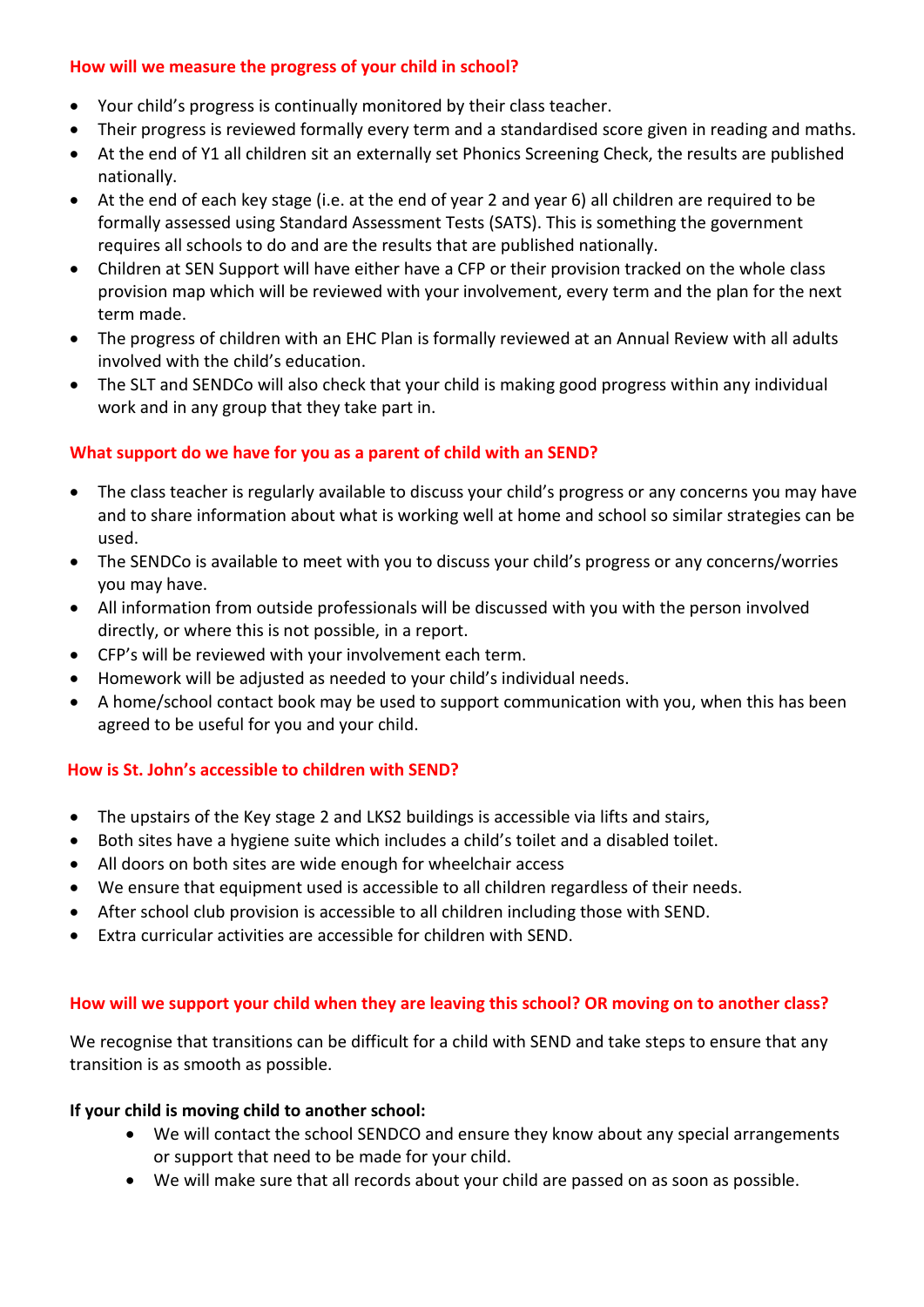### How will we measure the progress of your child in school?

- Your child's progress is continually monitored by their class teacher.
- Their progress is reviewed formally every term and a standardised score given in reading and maths.
- At the end of Y1 all children sit an externally set Phonics Screening Check, the results are published nationally.
- At the end of each key stage (i.e. at the end of year 2 and year 6) all children are required to be formally assessed using Standard Assessment Tests (SATS). This is something the government requires all schools to do and are the results that are published nationally.
- Children at SEN Support will have either have a CFP or their provision tracked on the whole class provision map which will be reviewed with your involvement, every term and the plan for the next term made.
- The progress of children with an EHC Plan is formally reviewed at an Annual Review with all adults involved with the child's education.
- The SLT and SENDCo will also check that your child is making good progress within any individual work and in any group that they take part in.

### What support do we have for you as a parent of child with an SEND?

- The class teacher is regularly available to discuss your child's progress or any concerns you may have and to share information about what is working well at home and school so similar strategies can be used.
- The SENDCo is available to meet with you to discuss your child's progress or any concerns/worries you may have.
- All information from outside professionals will be discussed with you with the person involved directly, or where this is not possible, in a report.
- CFP's will be reviewed with your involvement each term.
- Homework will be adjusted as needed to your child's individual needs.
- A home/school contact book may be used to support communication with you, when this has been agreed to be useful for you and your child.

### How is St. John's accessible to children with SEND?

- The upstairs of the Key stage 2 and LKS2 buildings is accessible via lifts and stairs,
- Both sites have a hygiene suite which includes a child's toilet and a disabled toilet.
- All doors on both sites are wide enough for wheelchair access
- We ensure that equipment used is accessible to all children regardless of their needs.
- After school club provision is accessible to all children including those with SEND.
- Extra curricular activities are accessible for children with SEND.

### How will we support your child when they are leaving this school? OR moving on to another class?

We recognise that transitions can be difficult for a child with SEND and take steps to ensure that any transition is as smooth as possible.

**If your child is moving child to another school:**

- We will contact the school SENDCO and ensure they know about any special arrangements or support that need to be made for your child.
- We will make sure that all records about your child are passed on as soon as possible.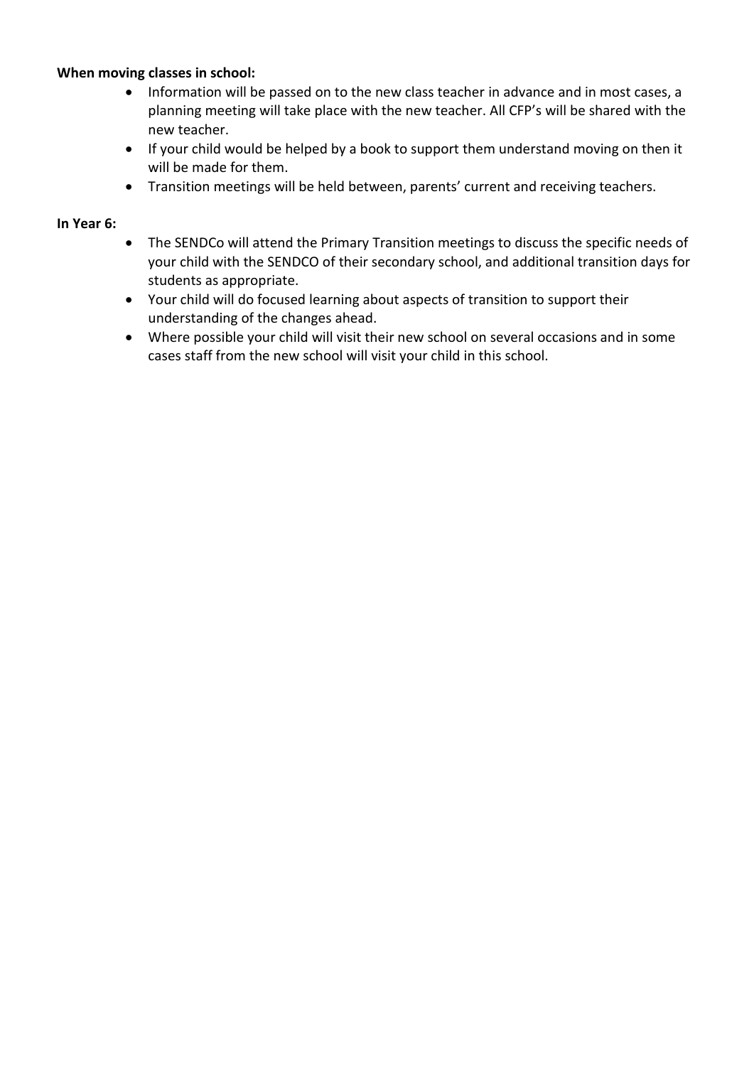**When moving classes in school:**

- Information will be passed on to the new class teacher in advance and in most cases, a planning meeting will take place with the new teacher. All CFP's will be shared with the new teacher.
- If your child would be helped by a book to support them understand moving on then it will be made for them.
- Transition meetings will be held between, parents' current and receiving teachers.

**In Year 6:**

- The SENDCo will attend the Primary Transition meetings to discuss the specific needs of your child with the SENDCO of their secondary school, and additional transition days for students as appropriate.
- Your child will do focused learning about aspects of transition to support their understanding of the changes ahead.
- Where possible your child will visit their new school on several occasions and in some cases staff from the new school will visit your child in this school.